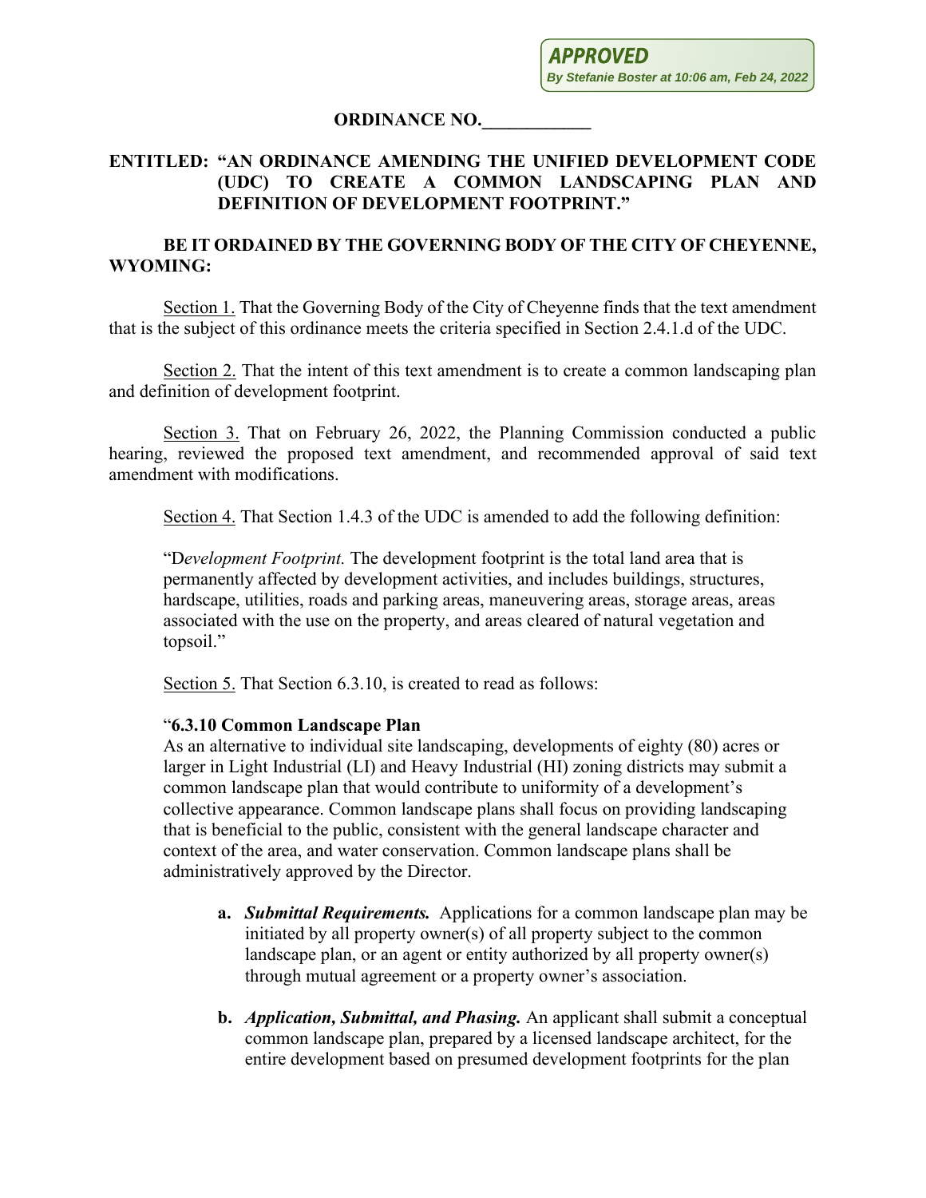**APPROVED**
*By Stefanie Boster at 10:06 am, Feb 24, 2022*

**ORDINANCE NO.____________**

**ENTITLED: "AN ORDINANCE AMENDING THE UNIFIED DEVELOPMENT CODE (UDC) TO CREATE A COMMON LANDSCAPING PLAN AND DEFINITION OF DEVELOPMENT FOOTPRINT."**

**BE IT ORDAINED BY THE GOVERNING BODY OF THE CITY OF CHEYENNE, WYOMING:**

Section 1. That the Governing Body of the City of Cheyenne finds that the text amendment that is the subject of this ordinance meets the criteria specified in Section 2.4.1.d of the UDC.

Section 2. That the intent of this text amendment is to create a common landscaping plan and definition of development footprint.

Section 3. That on February 26, 2022, the Planning Commission conducted a public hearing, reviewed the proposed text amendment, and recommended approval of said text amendment with modifications.

Section 4. That Section 1.4.3 of the UDC is amended to add the following definition:

"D*evelopment Footprint.* The development footprint is the total land area that is permanently affected by development activities, and includes buildings, structures, hardscape, utilities, roads and parking areas, maneuvering areas, storage areas, areas associated with the use on the property, and areas cleared of natural vegetation and topsoil."

Section 5. That Section 6.3.10, is created to read as follows:

"**6.3.10 Common Landscape Plan**
As an alternative to individual site landscaping, developments of eighty (80) acres or larger in Light Industrial (LI) and Heavy Industrial (HI) zoning districts may submit a common landscape plan that would contribute to uniformity of a development's collective appearance. Common landscape plans shall focus on providing landscaping that is beneficial to the public, consistent with the general landscape character and context of the area, and water conservation. Common landscape plans shall be administratively approved by the Director.

**a.** ***Submittal Requirements.*** Applications for a common landscape plan may be initiated by all property owner(s) of all property subject to the common landscape plan, or an agent or entity authorized by all property owner(s) through mutual agreement or a property owner's association.

**b.** ***Application, Submittal, and Phasing.*** An applicant shall submit a conceptual common landscape plan, prepared by a licensed landscape architect, for the entire development based on presumed development footprints for the plan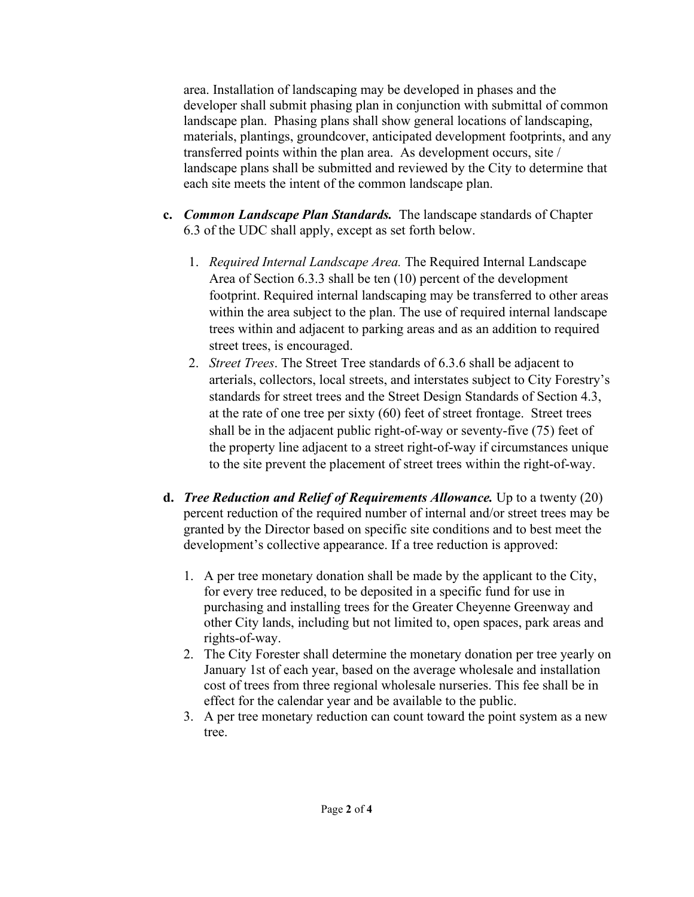area. Installation of landscaping may be developed in phases and the developer shall submit phasing plan in conjunction with submittal of common landscape plan. Phasing plans shall show general locations of landscaping, materials, plantings, groundcover, anticipated development footprints, and any transferred points within the plan area. As development occurs, site / landscape plans shall be submitted and reviewed by the City to determine that each site meets the intent of the common landscape plan.

**c.** ***Common Landscape Plan Standards.*** The landscape standards of Chapter 6.3 of the UDC shall apply, except as set forth below.

1. *Required Internal Landscape Area.* The Required Internal Landscape Area of Section 6.3.3 shall be ten (10) percent of the development footprint. Required internal landscaping may be transferred to other areas within the area subject to the plan. The use of required internal landscape trees within and adjacent to parking areas and as an addition to required street trees, is encouraged.
2. *Street Trees*. The Street Tree standards of 6.3.6 shall be adjacent to arterials, collectors, local streets, and interstates subject to City Forestry's standards for street trees and the Street Design Standards of Section 4.3, at the rate of one tree per sixty (60) feet of street frontage. Street trees shall be in the adjacent public right-of-way or seventy-five (75) feet of the property line adjacent to a street right-of-way if circumstances unique to the site prevent the placement of street trees within the right-of-way.

**d.** ***Tree Reduction and Relief of Requirements Allowance.*** Up to a twenty (20) percent reduction of the required number of internal and/or street trees may be granted by the Director based on specific site conditions and to best meet the development's collective appearance. If a tree reduction is approved:

1. A per tree monetary donation shall be made by the applicant to the City, for every tree reduced, to be deposited in a specific fund for use in purchasing and installing trees for the Greater Cheyenne Greenway and other City lands, including but not limited to, open spaces, park areas and rights-of-way.
2. The City Forester shall determine the monetary donation per tree yearly on January 1st of each year, based on the average wholesale and installation cost of trees from three regional wholesale nurseries. This fee shall be in effect for the calendar year and be available to the public.
3. A per tree monetary reduction can count toward the point system as a new tree.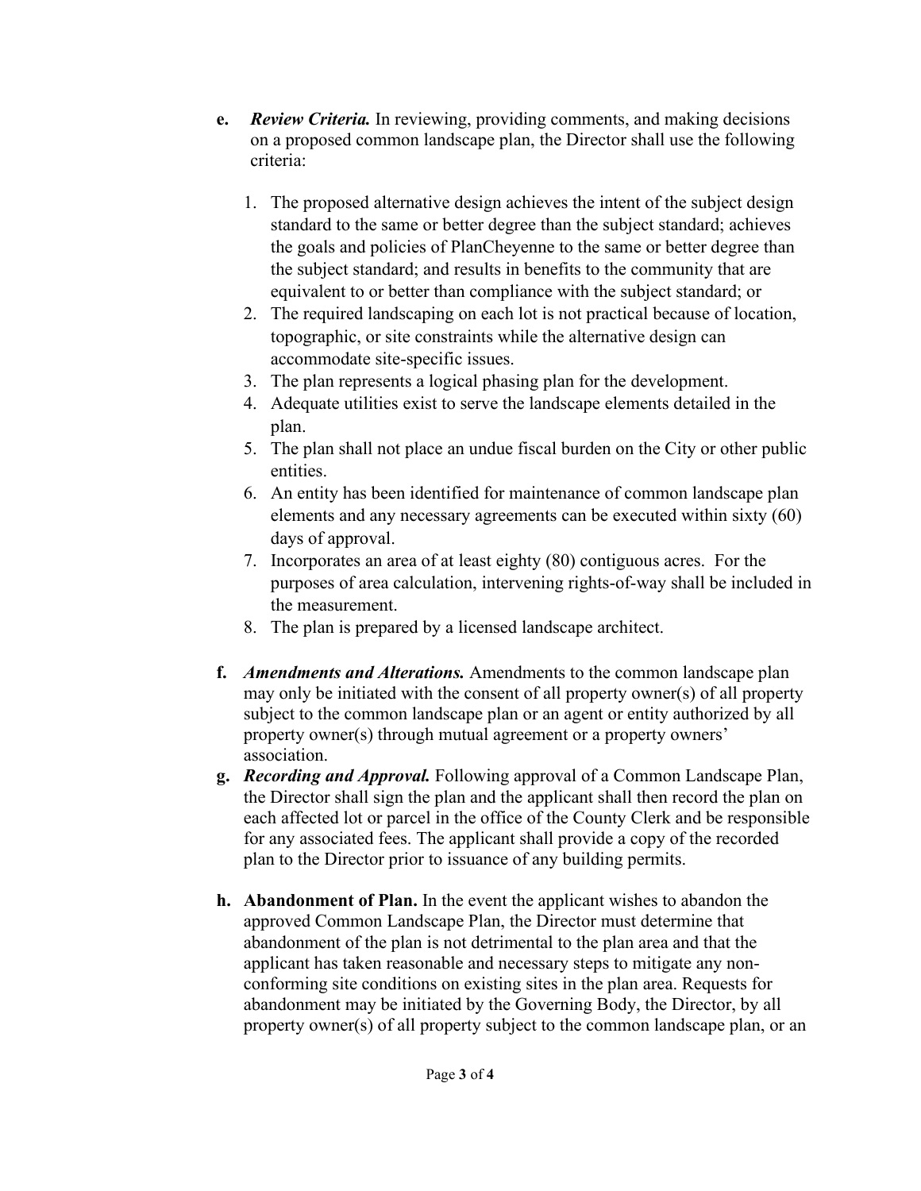**e.** ***Review Criteria.*** In reviewing, providing comments, and making decisions on a proposed common landscape plan, the Director shall use the following criteria:

1. The proposed alternative design achieves the intent of the subject design standard to the same or better degree than the subject standard; achieves the goals and policies of PlanCheyenne to the same or better degree than the subject standard; and results in benefits to the community that are equivalent to or better than compliance with the subject standard; or
2. The required landscaping on each lot is not practical because of location, topographic, or site constraints while the alternative design can accommodate site-specific issues.
3. The plan represents a logical phasing plan for the development.
4. Adequate utilities exist to serve the landscape elements detailed in the plan.
5. The plan shall not place an undue fiscal burden on the City or other public entities.
6. An entity has been identified for maintenance of common landscape plan elements and any necessary agreements can be executed within sixty (60) days of approval.
7. Incorporates an area of at least eighty (80) contiguous acres. For the purposes of area calculation, intervening rights-of-way shall be included in the measurement.
8. The plan is prepared by a licensed landscape architect.

**f.** ***Amendments and Alterations.*** Amendments to the common landscape plan may only be initiated with the consent of all property owner(s) of all property subject to the common landscape plan or an agent or entity authorized by all property owner(s) through mutual agreement or a property owners' association.

**g.** ***Recording and Approval.*** Following approval of a Common Landscape Plan, the Director shall sign the plan and the applicant shall then record the plan on each affected lot or parcel in the office of the County Clerk and be responsible for any associated fees. The applicant shall provide a copy of the recorded plan to the Director prior to issuance of any building permits.

**h.** **Abandonment of Plan.** In the event the applicant wishes to abandon the approved Common Landscape Plan, the Director must determine that abandonment of the plan is not detrimental to the plan area and that the applicant has taken reasonable and necessary steps to mitigate any non-conforming site conditions on existing sites in the plan area. Requests for abandonment may be initiated by the Governing Body, the Director, by all property owner(s) of all property subject to the common landscape plan, or an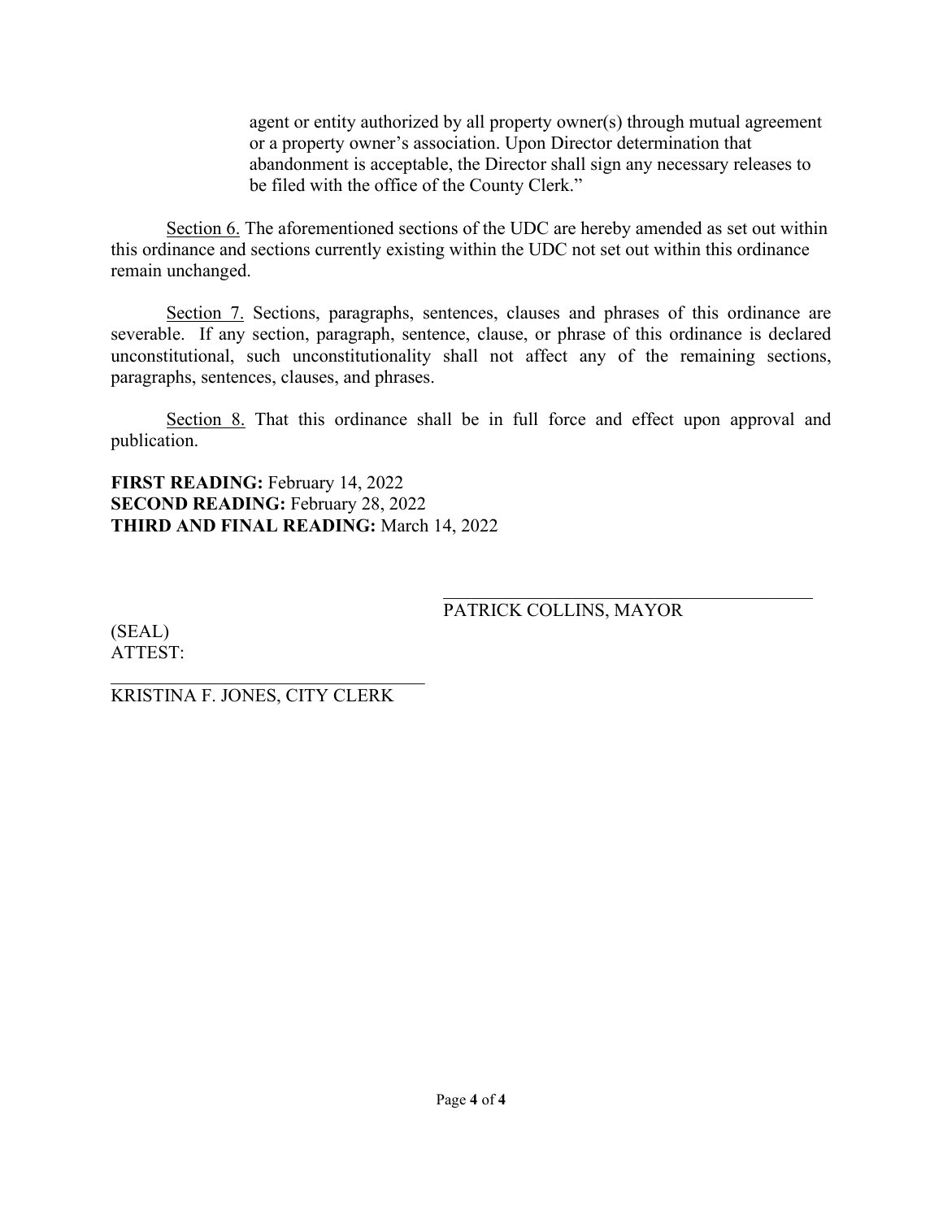agent or entity authorized by all property owner(s) through mutual agreement or a property owner's association. Upon Director determination that abandonment is acceptable, the Director shall sign any necessary releases to be filed with the office of the County Clerk."

Section 6. The aforementioned sections of the UDC are hereby amended as set out within this ordinance and sections currently existing within the UDC not set out within this ordinance remain unchanged.

Section 7. Sections, paragraphs, sentences, clauses and phrases of this ordinance are severable. If any section, paragraph, sentence, clause, or phrase of this ordinance is declared unconstitutional, such unconstitutionality shall not affect any of the remaining sections, paragraphs, sentences, clauses, and phrases.

Section 8. That this ordinance shall be in full force and effect upon approval and publication.

**FIRST READING:** February 14, 2022
**SECOND READING:** February 28, 2022
**THIRD AND FINAL READING:** March 14, 2022

\_\_\_\_\_\_\_\_\_\_\_\_\_\_\_\_\_\_\_\_\_\_\_\_\_\_\_\_\_\_\_\_\_\_\_\_\_\_\_\_
PATRICK COLLINS, MAYOR

(SEAL)
ATTEST:

\_\_\_\_\_\_\_\_\_\_\_\_\_\_\_\_\_\_\_\_\_\_\_\_\_\_\_\_\_\_\_\_\_\_\_
KRISTINA F. JONES, CITY CLERK